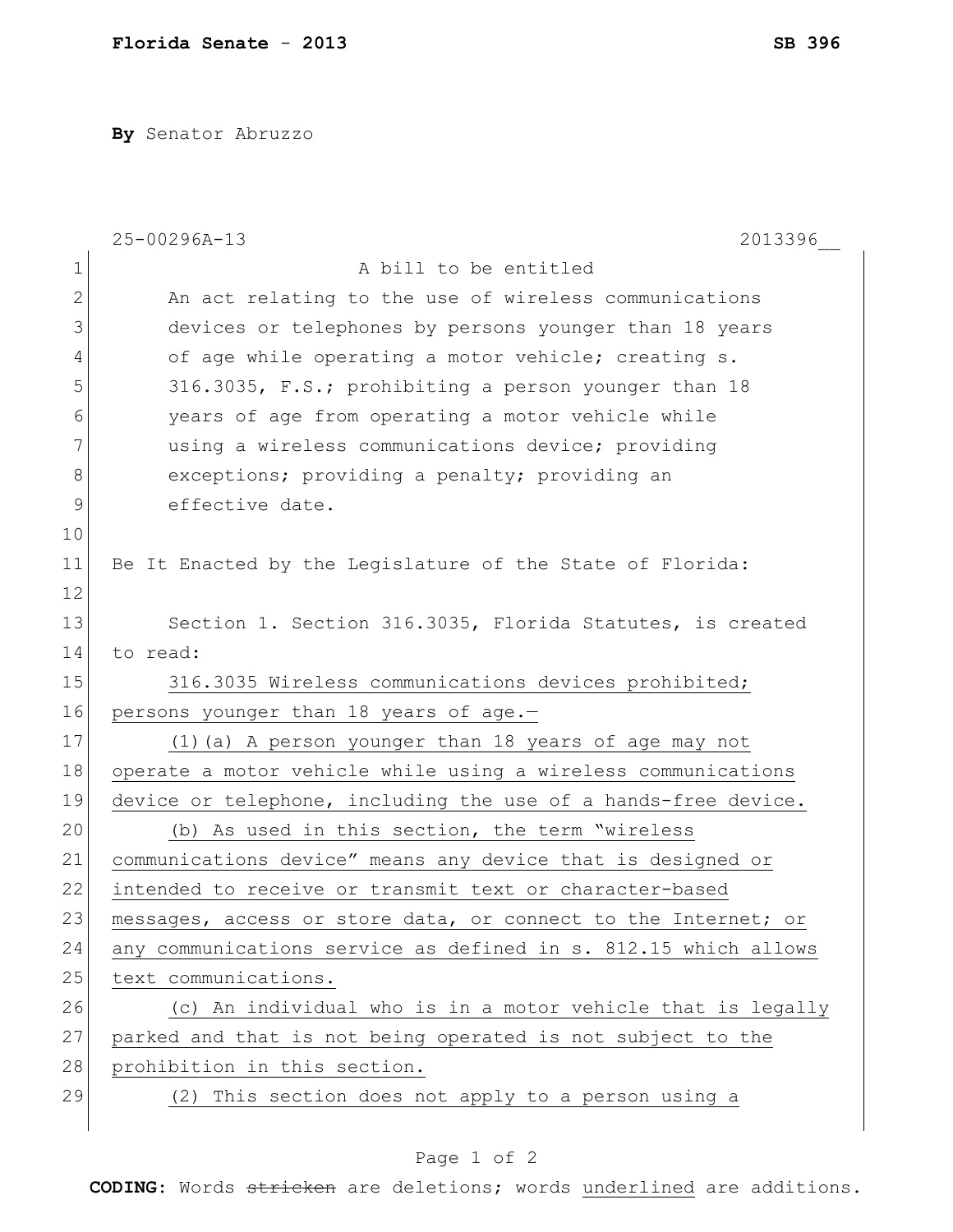**By** Senator Abruzzo

25-00296A-13 2013396__

A bill to be entitled

An act relating to the use of wireless communications devices or telephones by persons younger than 18 years of age while operating a motor vehicle; creating s. 316.3035, F.S.; prohibiting a person younger than 18 years of age from operating a motor vehicle while using a wireless communications device; providing exceptions; providing a penalty; providing an effective date.

Be It Enacted by the Legislature of the State of Florida:

Section 1. Section 316.3035, Florida Statutes, is created to read:

316.3035 Wireless communications devices prohibited; persons younger than 18 years of age.—

(1)(a) A person younger than 18 years of age may not operate a motor vehicle while using a wireless communications device or telephone, including the use of a hands-free device.

(b) As used in this section, the term "wireless communications device" means any device that is designed or intended to receive or transmit text or character-based messages, access or store data, or connect to the Internet; or any communications service as defined in s. 812.15 which allows text communications.

(c) An individual who is in a motor vehicle that is legally parked and that is not being operated is not subject to the prohibition in this section.

(2) This section does not apply to a person using a

**CODING:** Words ~~stricken~~ are deletions; words underlined are additions.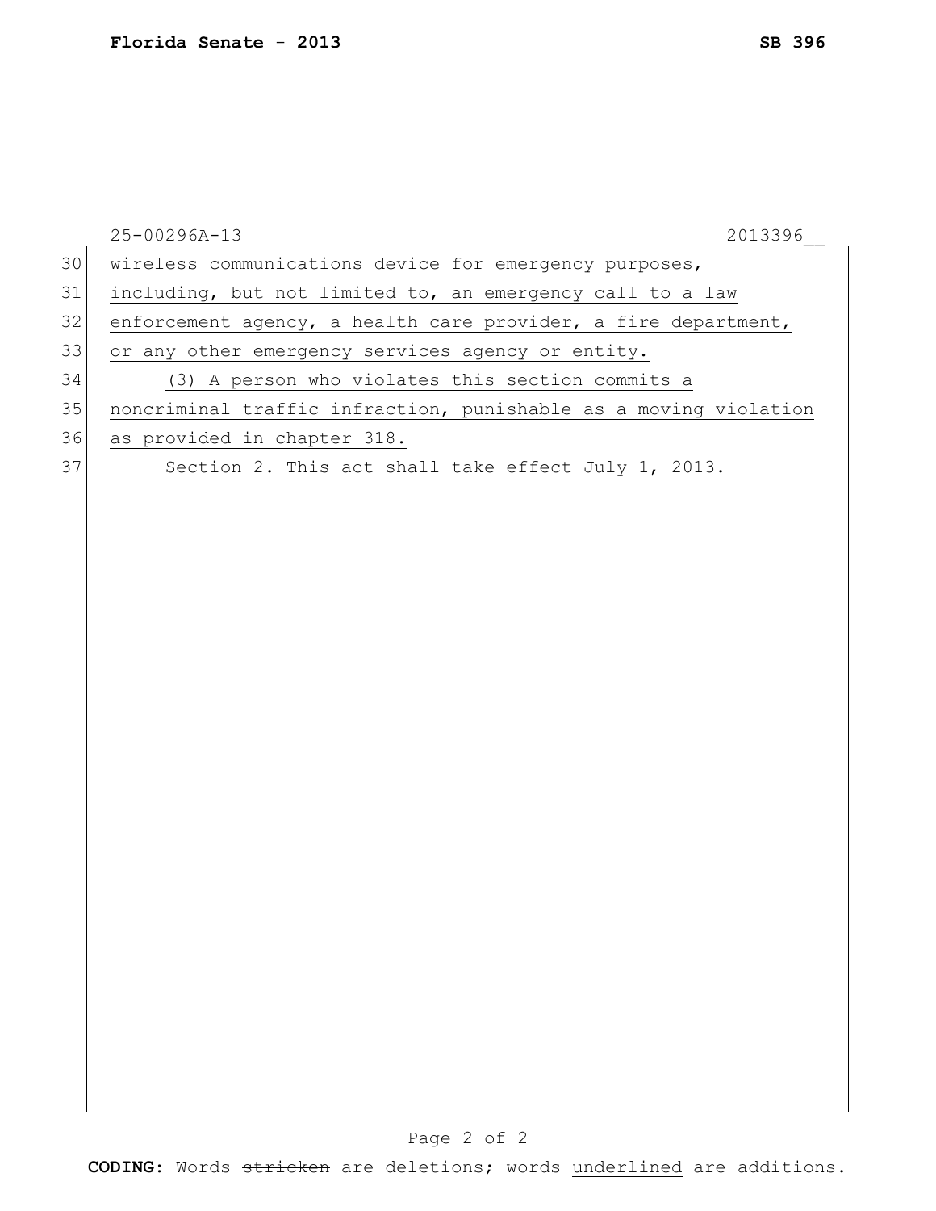25-00296A-13 2013396__

30 wireless communications device for emergency purposes,
31 including, but not limited to, an emergency call to a law
32 enforcement agency, a health care provider, a fire department,
33 or any other emergency services agency or entity.
34 (3) A person who violates this section commits a
35 noncriminal traffic infraction, punishable as a moving violation
36 as provided in chapter 318.
37 Section 2. This act shall take effect July 1, 2013.

**CODING:** Words ~~stricken~~ are deletions; words underlined are additions.